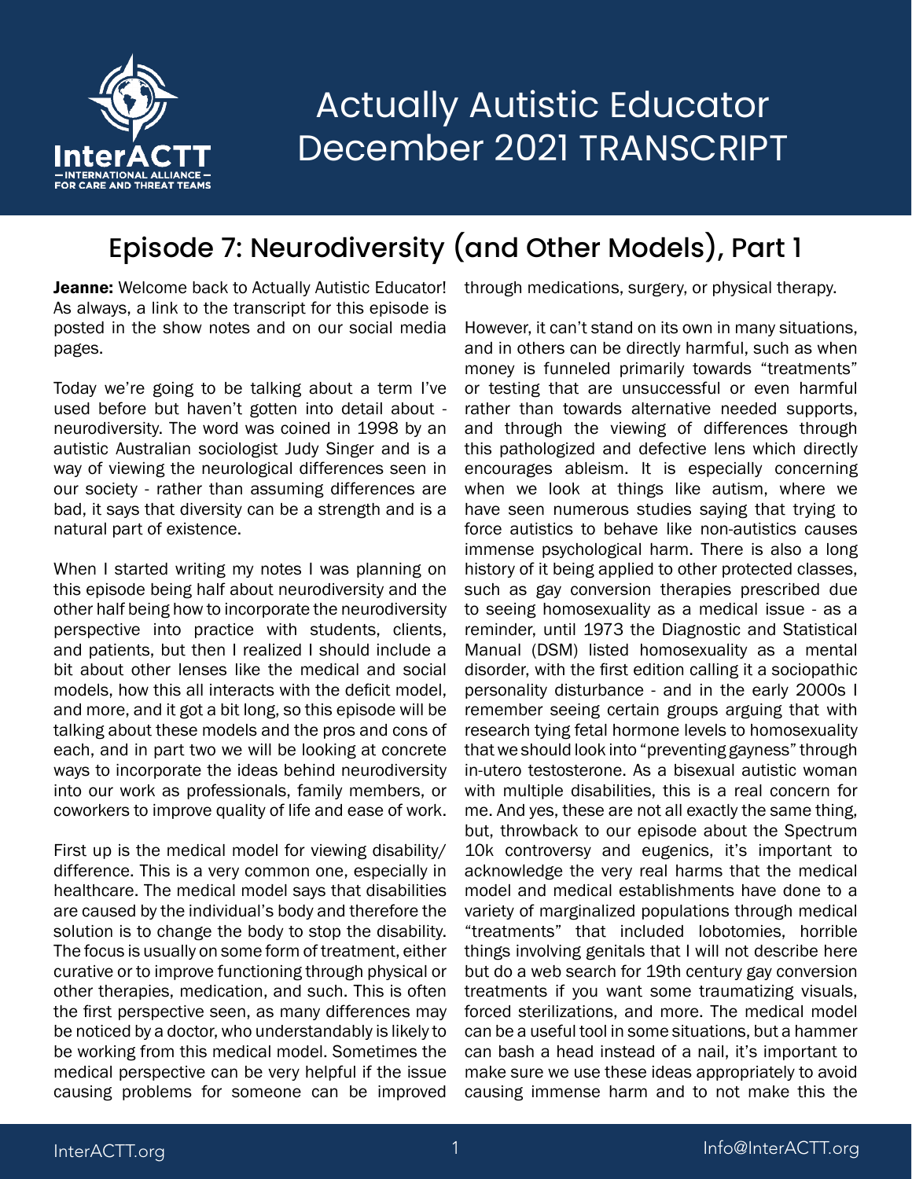# Actually Autistic Educator December 2021 TRANSCRIPT

## Episode 7: Neurodiversity (and Other Models), Part 1

**Jeanne:** Welcome back to Actually Autistic Educator! As always, a link to the transcript for this episode is posted in the show notes and on our social media pages.

Today we're going to be talking about a term I've used before but haven't gotten into detail about - neurodiversity. The word was coined in 1998 by an autistic Australian sociologist Judy Singer and is a way of viewing the neurological differences seen in our society - rather than assuming differences are bad, it says that diversity can be a strength and is a natural part of existence.

When I started writing my notes I was planning on this episode being half about neurodiversity and the other half being how to incorporate the neurodiversity perspective into practice with students, clients, and patients, but then I realized I should include a bit about other lenses like the medical and social models, how this all interacts with the deficit model, and more, and it got a bit long, so this episode will be talking about these models and the pros and cons of each, and in part two we will be looking at concrete ways to incorporate the ideas behind neurodiversity into our work as professionals, family members, or coworkers to improve quality of life and ease of work.

First up is the medical model for viewing disability/difference. This is a very common one, especially in healthcare. The medical model says that disabilities are caused by the individual's body and therefore the solution is to change the body to stop the disability. The focus is usually on some form of treatment, either curative or to improve functioning through physical or other therapies, medication, and such. This is often the first perspective seen, as many differences may be noticed by a doctor, who understandably is likely to be working from this medical model. Sometimes the medical perspective can be very helpful if the issue causing problems for someone can be improved through medications, surgery, or physical therapy.

However, it can't stand on its own in many situations, and in others can be directly harmful, such as when money is funneled primarily towards "treatments" or testing that are unsuccessful or even harmful rather than towards alternative needed supports, and through the viewing of differences through this pathologized and defective lens which directly encourages ableism. It is especially concerning when we look at things like autism, where we have seen numerous studies saying that trying to force autistics to behave like non-autistics causes immense psychological harm. There is also a long history of it being applied to other protected classes, such as gay conversion therapies prescribed due to seeing homosexuality as a medical issue - as a reminder, until 1973 the Diagnostic and Statistical Manual (DSM) listed homosexuality as a mental disorder, with the first edition calling it a sociopathic personality disturbance - and in the early 2000s I remember seeing certain groups arguing that with research tying fetal hormone levels to homosexuality that we should look into "preventing gayness" through in-utero testosterone. As a bisexual autistic woman with multiple disabilities, this is a real concern for me. And yes, these are not all exactly the same thing, but, throwback to our episode about the Spectrum 10k controversy and eugenics, it's important to acknowledge the very real harms that the medical model and medical establishments have done to a variety of marginalized populations through medical "treatments" that included lobotomies, horrible things involving genitals that I will not describe here but do a web search for 19th century gay conversion treatments if you want some traumatizing visuals, forced sterilizations, and more. The medical model can be a useful tool in some situations, but a hammer can bash a head instead of a nail, it's important to make sure we use these ideas appropriately to avoid causing immense harm and to not make this the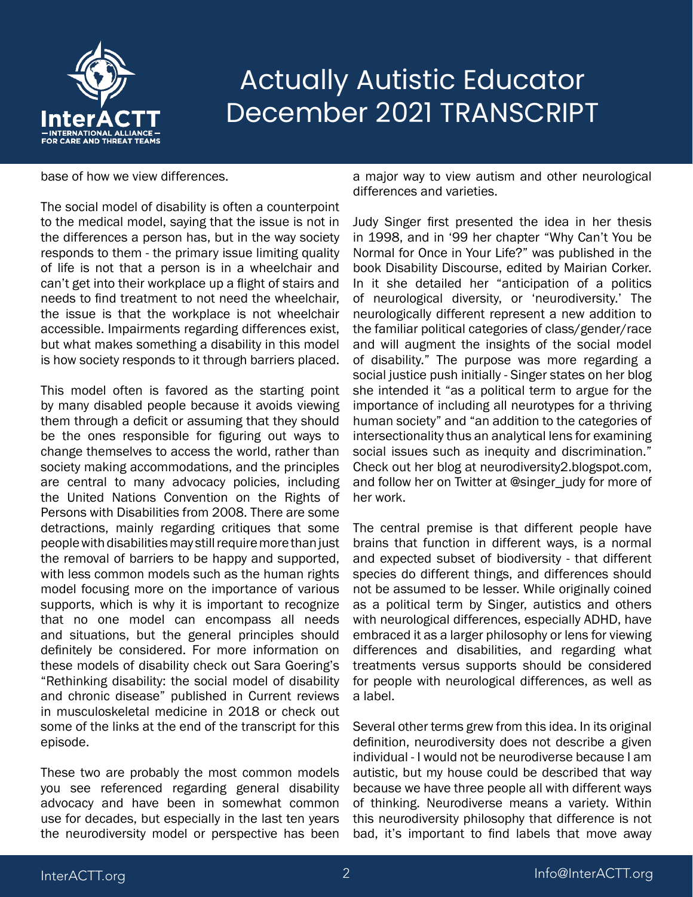base of how we view differences.

The social model of disability is often a counterpoint to the medical model, saying that the issue is not in the differences a person has, but in the way society responds to them - the primary issue limiting quality of life is not that a person is in a wheelchair and can't get into their workplace up a flight of stairs and needs to find treatment to not need the wheelchair, the issue is that the workplace is not wheelchair accessible. Impairments regarding differences exist, but what makes something a disability in this model is how society responds to it through barriers placed.

This model often is favored as the starting point by many disabled people because it avoids viewing them through a deficit or assuming that they should be the ones responsible for figuring out ways to change themselves to access the world, rather than society making accommodations, and the principles are central to many advocacy policies, including the United Nations Convention on the Rights of Persons with Disabilities from 2008. There are some detractions, mainly regarding critiques that some people with disabilities may still require more than just the removal of barriers to be happy and supported, with less common models such as the human rights model focusing more on the importance of various supports, which is why it is important to recognize that no one model can encompass all needs and situations, but the general principles should definitely be considered. For more information on these models of disability check out Sara Goering's "Rethinking disability: the social model of disability and chronic disease" published in Current reviews in musculoskeletal medicine in 2018 or check out some of the links at the end of the transcript for this episode.

These two are probably the most common models you see referenced regarding general disability advocacy and have been in somewhat common use for decades, but especially in the last ten years the neurodiversity model or perspective has been a major way to view autism and other neurological differences and varieties.

Judy Singer first presented the idea in her thesis in 1998, and in '99 her chapter "Why Can't You be Normal for Once in Your Life?" was published in the book Disability Discourse, edited by Mairian Corker. In it she detailed her "anticipation of a politics of neurological diversity, or 'neurodiversity.' The neurologically different represent a new addition to the familiar political categories of class/gender/race and will augment the insights of the social model of disability." The purpose was more regarding a social justice push initially - Singer states on her blog she intended it "as a political term to argue for the importance of including all neurotypes for a thriving human society" and "an addition to the categories of intersectionality thus an analytical lens for examining social issues such as inequity and discrimination." Check out her blog at neurodiversity2.blogspot.com, and follow her on Twitter at @singer_judy for more of her work.

The central premise is that different people have brains that function in different ways, is a normal and expected subset of biodiversity - that different species do different things, and differences should not be assumed to be lesser. While originally coined as a political term by Singer, autistics and others with neurological differences, especially ADHD, have embraced it as a larger philosophy or lens for viewing differences and disabilities, and regarding what treatments versus supports should be considered for people with neurological differences, as well as a label.

Several other terms grew from this idea. In its original definition, neurodiversity does not describe a given individual - I would not be neurodiverse because I am autistic, but my house could be described that way because we have three people all with different ways of thinking. Neurodiverse means a variety. Within this neurodiversity philosophy that difference is not bad, it's important to find labels that move away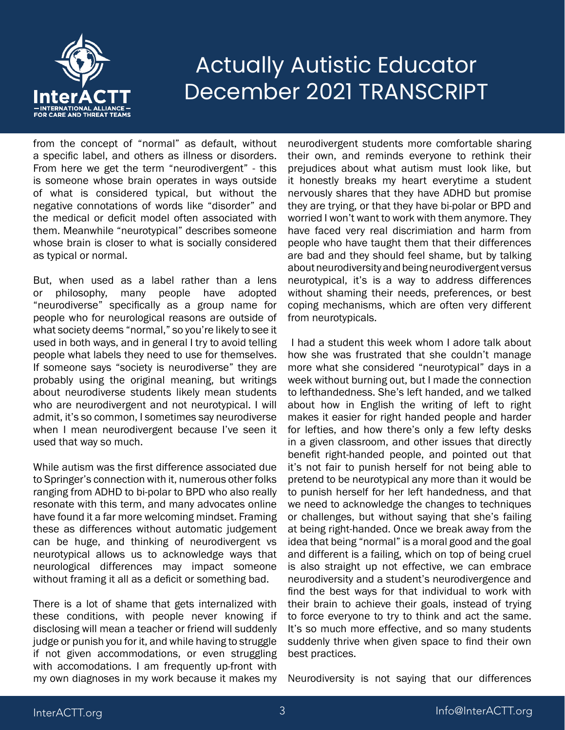from the concept of "normal" as default, without a specific label, and others as illness or disorders. From here we get the term "neurodivergent" - this is someone whose brain operates in ways outside of what is considered typical, but without the negative connotations of words like "disorder" and the medical or deficit model often associated with them. Meanwhile "neurotypical" describes someone whose brain is closer to what is socially considered as typical or normal.

But, when used as a label rather than a lens or philosophy, many people have adopted "neurodiverse" specifically as a group name for people who for neurological reasons are outside of what society deems "normal," so you're likely to see it used in both ways, and in general I try to avoid telling people what labels they need to use for themselves. If someone says "society is neurodiverse" they are probably using the original meaning, but writings about neurodiverse students likely mean students who are neurodivergent and not neurotypical. I will admit, it's so common, I sometimes say neurodiverse when I mean neurodivergent because I've seen it used that way so much.

While autism was the first difference associated due to Springer's connection with it, numerous other folks ranging from ADHD to bi-polar to BPD who also really resonate with this term, and many advocates online have found it a far more welcoming mindset. Framing these as differences without automatic judgement can be huge, and thinking of neurodivergent vs neurotypical allows us to acknowledge ways that neurological differences may impact someone without framing it all as a deficit or something bad.

There is a lot of shame that gets internalized with these conditions, with people never knowing if disclosing will mean a teacher or friend will suddenly judge or punish you for it, and while having to struggle if not given accommodations, or even struggling with accomodations. I am frequently up-front with my own diagnoses in my work because it makes my neurodivergent students more comfortable sharing their own, and reminds everyone to rethink their prejudices about what autism must look like, but it honestly breaks my heart everytime a student nervously shares that they have ADHD but promise they are trying, or that they have bi-polar or BPD and worried I won't want to work with them anymore. They have faced very real discrimiation and harm from people who have taught them that their differences are bad and they should feel shame, but by talking about neurodiversity and being neurodivergent versus neurotypical, it's is a way to address differences without shaming their needs, preferences, or best coping mechanisms, which are often very different from neurotypicals.

I had a student this week whom I adore talk about how she was frustrated that she couldn't manage more what she considered "neurotypical" days in a week without burning out, but I made the connection to lefthandedness. She's left handed, and we talked about how in English the writing of left to right makes it easier for right handed people and harder for lefties, and how there's only a few lefty desks in a given classroom, and other issues that directly benefit right-handed people, and pointed out that it's not fair to punish herself for not being able to pretend to be neurotypical any more than it would be to punish herself for her left handedness, and that we need to acknowledge the changes to techniques or challenges, but without saying that she's failing at being right-handed. Once we break away from the idea that being "normal" is a moral good and the goal and different is a failing, which on top of being cruel is also straight up not effective, we can embrace neurodiversity and a student's neurodivergence and find the best ways for that individual to work with their brain to achieve their goals, instead of trying to force everyone to try to think and act the same. It's so much more effective, and so many students suddenly thrive when given space to find their own best practices.

Neurodiversity is not saying that our differences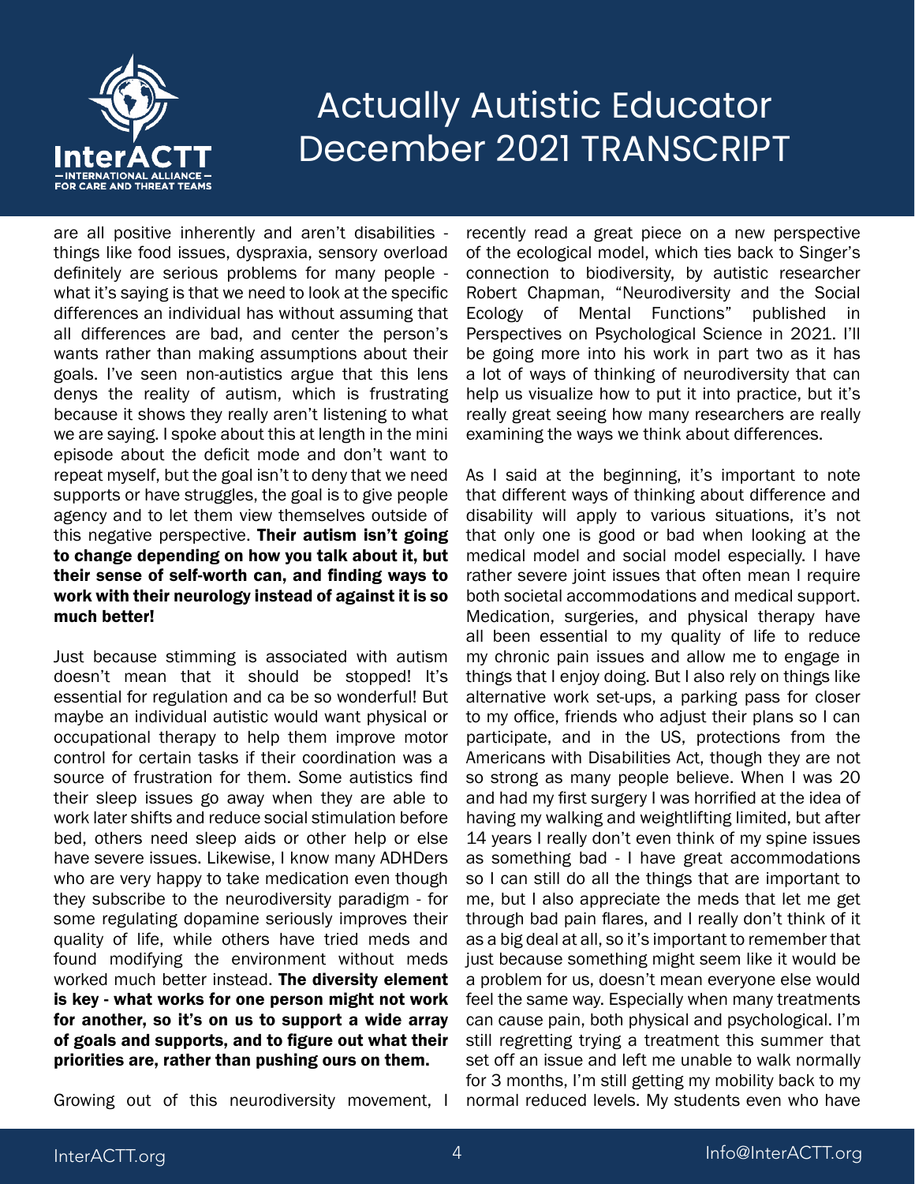are all positive inherently and aren't disabilities - things like food issues, dyspraxia, sensory overload definitely are serious problems for many people - what it's saying is that we need to look at the specific differences an individual has without assuming that all differences are bad, and center the person's wants rather than making assumptions about their goals. I've seen non-autistics argue that this lens denys the reality of autism, which is frustrating because it shows they really aren't listening to what we are saying. I spoke about this at length in the mini episode about the deficit mode and don't want to repeat myself, but the goal isn't to deny that we need supports or have struggles, the goal is to give people agency and to let them view themselves outside of this negative perspective. **Their autism isn't going to change depending on how you talk about it, but their sense of self-worth can, and finding ways to work with their neurology instead of against it is so much better!**

Just because stimming is associated with autism doesn't mean that it should be stopped! It's essential for regulation and ca be so wonderful! But maybe an individual autistic would want physical or occupational therapy to help them improve motor control for certain tasks if their coordination was a source of frustration for them. Some autistics find their sleep issues go away when they are able to work later shifts and reduce social stimulation before bed, others need sleep aids or other help or else have severe issues. Likewise, I know many ADHDers who are very happy to take medication even though they subscribe to the neurodiversity paradigm - for some regulating dopamine seriously improves their quality of life, while others have tried meds and found modifying the environment without meds worked much better instead. **The diversity element is key - what works for one person might not work for another, so it's on us to support a wide array of goals and supports, and to figure out what their priorities are, rather than pushing ours on them.**

Growing out of this neurodiversity movement, I recently read a great piece on a new perspective of the ecological model, which ties back to Singer's connection to biodiversity, by autistic researcher Robert Chapman, "Neurodiversity and the Social Ecology of Mental Functions" published in Perspectives on Psychological Science in 2021. I'll be going more into his work in part two as it has a lot of ways of thinking of neurodiversity that can help us visualize how to put it into practice, but it's really great seeing how many researchers are really examining the ways we think about differences.

As I said at the beginning, it's important to note that different ways of thinking about difference and disability will apply to various situations, it's not that only one is good or bad when looking at the medical model and social model especially. I have rather severe joint issues that often mean I require both societal accommodations and medical support. Medication, surgeries, and physical therapy have all been essential to my quality of life to reduce my chronic pain issues and allow me to engage in things that I enjoy doing. But I also rely on things like alternative work set-ups, a parking pass for closer to my office, friends who adjust their plans so I can participate, and in the US, protections from the Americans with Disabilities Act, though they are not so strong as many people believe. When I was 20 and had my first surgery I was horrified at the idea of having my walking and weightlifting limited, but after 14 years I really don't even think of my spine issues as something bad - I have great accommodations so I can still do all the things that are important to me, but I also appreciate the meds that let me get through bad pain flares, and I really don't think of it as a big deal at all, so it's important to remember that just because something might seem like it would be a problem for us, doesn't mean everyone else would feel the same way. Especially when many treatments can cause pain, both physical and psychological. I'm still regretting trying a treatment this summer that set off an issue and left me unable to walk normally for 3 months, I'm still getting my mobility back to my normal reduced levels. My students even who have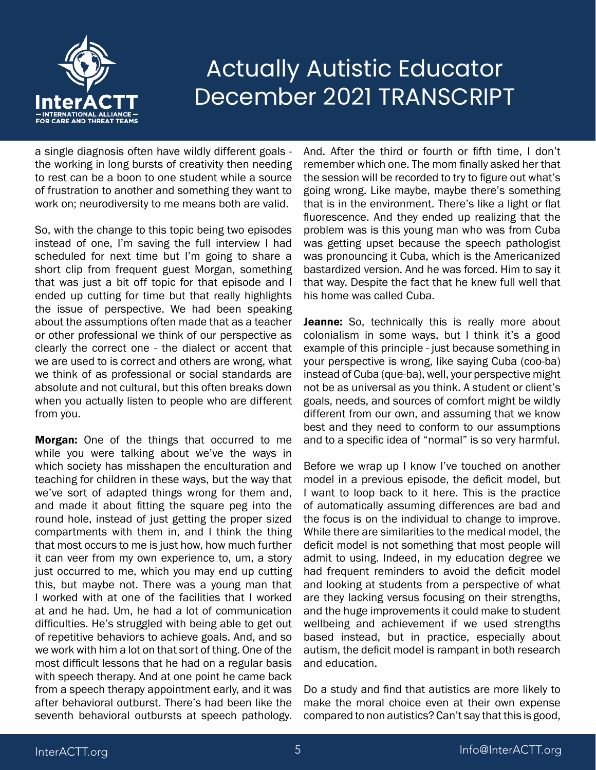a single diagnosis often have wildly different goals - the working in long bursts of creativity then needing to rest can be a boon to one student while a source of frustration to another and something they want to work on; neurodiversity to me means both are valid.

So, with the change to this topic being two episodes instead of one, I'm saving the full interview I had scheduled for next time but I'm going to share a short clip from frequent guest Morgan, something that was just a bit off topic for that episode and I ended up cutting for time but that really highlights the issue of perspective. We had been speaking about the assumptions often made that as a teacher or other professional we think of our perspective as clearly the correct one - the dialect or accent that we are used to is correct and others are wrong, what we think of as professional or social standards are absolute and not cultural, but this often breaks down when you actually listen to people who are different from you.

**Morgan:** One of the things that occurred to me while you were talking about we've the ways in which society has misshapen the enculturation and teaching for children in these ways, but the way that we've sort of adapted things wrong for them and, and made it about fitting the square peg into the round hole, instead of just getting the proper sized compartments with them in, and I think the thing that most occurs to me is just how, how much further it can veer from my own experience to, um, a story just occurred to me, which you may end up cutting this, but maybe not. There was a young man that I worked with at one of the facilities that I worked at and he had. Um, he had a lot of communication difficulties. He's struggled with being able to get out of repetitive behaviors to achieve goals. And, and so we work with him a lot on that sort of thing. One of the most difficult lessons that he had on a regular basis with speech therapy. And at one point he came back from a speech therapy appointment early, and it was after behavioral outburst. There's had been like the seventh behavioral outbursts at speech pathology. And. After the third or fourth or fifth time, I don't remember which one. The mom finally asked her that the session will be recorded to try to figure out what's going wrong. Like maybe, maybe there's something that is in the environment. There's like a light or flat fluorescence. And they ended up realizing that the problem was is this young man who was from Cuba was getting upset because the speech pathologist was pronouncing it Cuba, which is the Americanized bastardized version. And he was forced. Him to say it that way. Despite the fact that he knew full well that his home was called Cuba.

**Jeanne:** So, technically this is really more about colonialism in some ways, but I think it's a good example of this principle - just because something in your perspective is wrong, like saying Cuba (coo-ba) instead of Cuba (que-ba), well, your perspective might not be as universal as you think. A student or client's goals, needs, and sources of comfort might be wildly different from our own, and assuming that we know best and they need to conform to our assumptions and to a specific idea of "normal" is so very harmful.

Before we wrap up I know I've touched on another model in a previous episode, the deficit model, but I want to loop back to it here. This is the practice of automatically assuming differences are bad and the focus is on the individual to change to improve. While there are similarities to the medical model, the deficit model is not something that most people will admit to using. Indeed, in my education degree we had frequent reminders to avoid the deficit model and looking at students from a perspective of what are they lacking versus focusing on their strengths, and the huge improvements it could make to student wellbeing and achievement if we used strengths based instead, but in practice, especially about autism, the deficit model is rampant in both research and education.

Do a study and find that autistics are more likely to make the moral choice even at their own expense compared to non autistics? Can't say that this is good,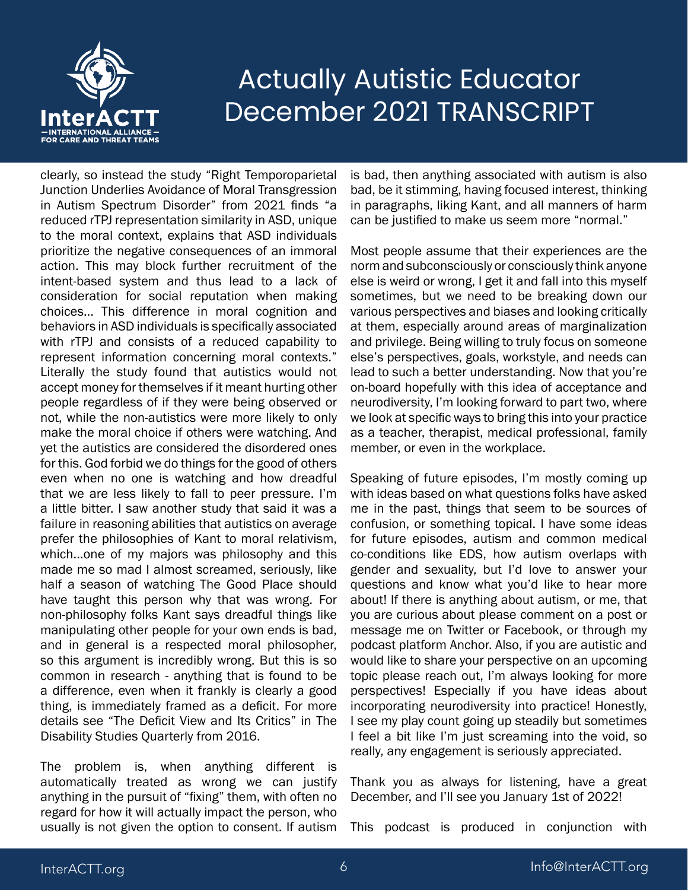clearly, so instead the study "Right Temporoparietal Junction Underlies Avoidance of Moral Transgression in Autism Spectrum Disorder" from 2021 finds "a reduced rTPJ representation similarity in ASD, unique to the moral context, explains that ASD individuals prioritize the negative consequences of an immoral action. This may block further recruitment of the intent-based system and thus lead to a lack of consideration for social reputation when making choices… This difference in moral cognition and behaviors in ASD individuals is specifically associated with rTPJ and consists of a reduced capability to represent information concerning moral contexts." Literally the study found that autistics would not accept money for themselves if it meant hurting other people regardless of if they were being observed or not, while the non-autistics were more likely to only make the moral choice if others were watching. And yet the autistics are considered the disordered ones for this. God forbid we do things for the good of others even when no one is watching and how dreadful that we are less likely to fall to peer pressure. I'm a little bitter. I saw another study that said it was a failure in reasoning abilities that autistics on average prefer the philosophies of Kant to moral relativism, which…one of my majors was philosophy and this made me so mad I almost screamed, seriously, like half a season of watching The Good Place should have taught this person why that was wrong. For non-philosophy folks Kant says dreadful things like manipulating other people for your own ends is bad, and in general is a respected moral philosopher, so this argument is incredibly wrong. But this is so common in research - anything that is found to be a difference, even when it frankly is clearly a good thing, is immediately framed as a deficit. For more details see "The Deficit View and Its Critics" in The Disability Studies Quarterly from 2016.

The problem is, when anything different is automatically treated as wrong we can justify anything in the pursuit of "fixing" them, with often no regard for how it will actually impact the person, who usually is not given the option to consent. If autism is bad, then anything associated with autism is also bad, be it stimming, having focused interest, thinking in paragraphs, liking Kant, and all manners of harm can be justified to make us seem more "normal."

Most people assume that their experiences are the norm and subconsciously or consciously think anyone else is weird or wrong, I get it and fall into this myself sometimes, but we need to be breaking down our various perspectives and biases and looking critically at them, especially around areas of marginalization and privilege. Being willing to truly focus on someone else's perspectives, goals, workstyle, and needs can lead to such a better understanding. Now that you're on-board hopefully with this idea of acceptance and neurodiversity, I'm looking forward to part two, where we look at specific ways to bring this into your practice as a teacher, therapist, medical professional, family member, or even in the workplace.

Speaking of future episodes, I'm mostly coming up with ideas based on what questions folks have asked me in the past, things that seem to be sources of confusion, or something topical. I have some ideas for future episodes, autism and common medical co-conditions like EDS, how autism overlaps with gender and sexuality, but I'd love to answer your questions and know what you'd like to hear more about! If there is anything about autism, or me, that you are curious about please comment on a post or message me on Twitter or Facebook, or through my podcast platform Anchor. Also, if you are autistic and would like to share your perspective on an upcoming topic please reach out, I'm always looking for more perspectives! Especially if you have ideas about incorporating neurodiversity into practice! Honestly, I see my play count going up steadily but sometimes I feel a bit like I'm just screaming into the void, so really, any engagement is seriously appreciated.

Thank you as always for listening, have a great December, and I'll see you January 1st of 2022!

This podcast is produced in conjunction with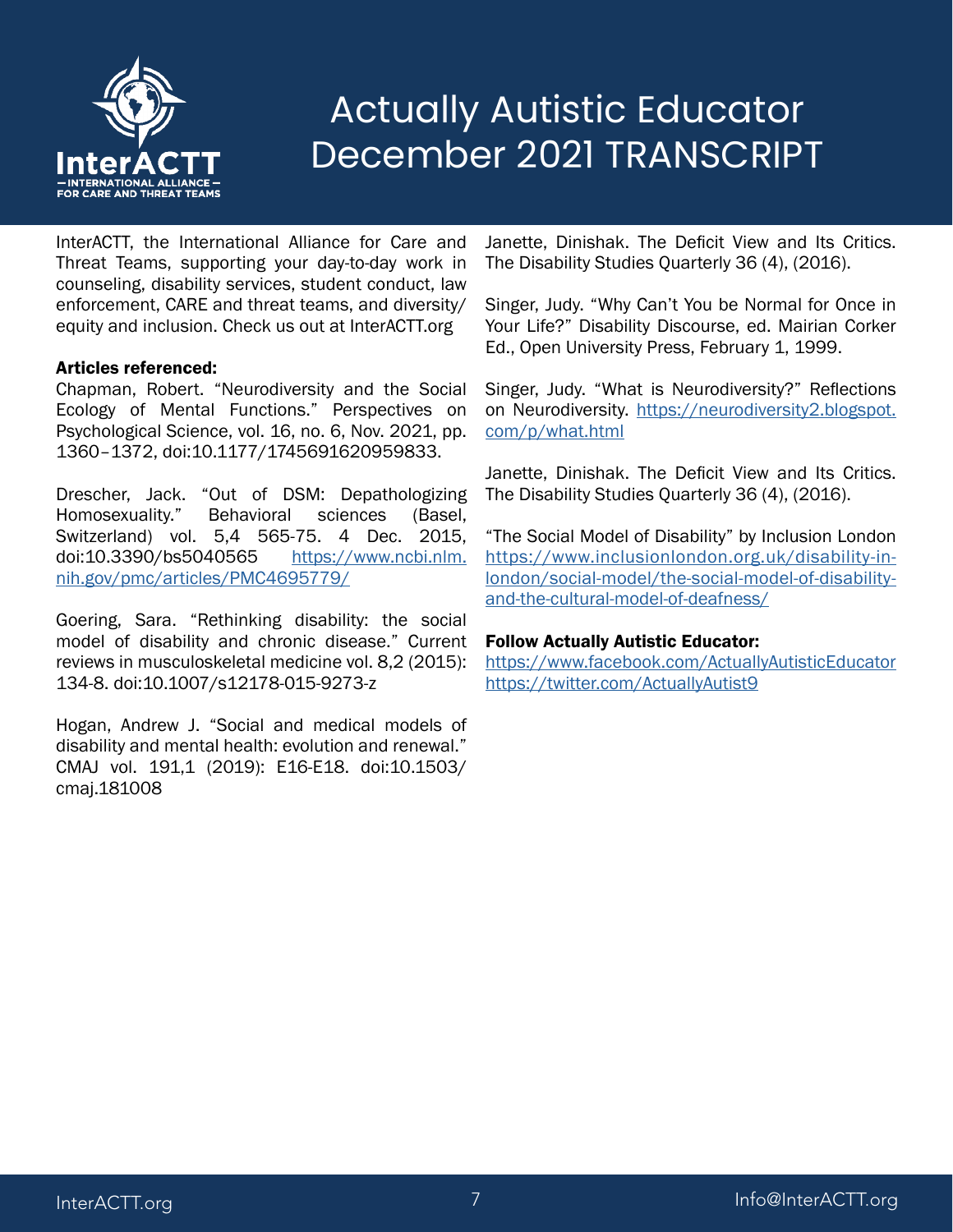# Actually Autistic Educator December 2021 TRANSCRIPT

InterACTT, the International Alliance for Care and Threat Teams, supporting your day-to-day work in counseling, disability services, student conduct, law enforcement, CARE and threat teams, and diversity/equity and inclusion. Check us out at InterACTT.org

**Articles referenced:**

Chapman, Robert. "Neurodiversity and the Social Ecology of Mental Functions." Perspectives on Psychological Science, vol. 16, no. 6, Nov. 2021, pp. 1360–1372, doi:10.1177/1745691620959833.

Drescher, Jack. "Out of DSM: Depathologizing Homosexuality." Behavioral sciences (Basel, Switzerland) vol. 5,4 565-75. 4 Dec. 2015, doi:10.3390/bs5040565 https://www.ncbi.nlm.nih.gov/pmc/articles/PMC4695779/

Goering, Sara. "Rethinking disability: the social model of disability and chronic disease." Current reviews in musculoskeletal medicine vol. 8,2 (2015): 134-8. doi:10.1007/s12178-015-9273-z

Hogan, Andrew J. "Social and medical models of disability and mental health: evolution and renewal." CMAJ vol. 191,1 (2019): E16-E18. doi:10.1503/cmaj.181008

Janette, Dinishak. The Deficit View and Its Critics. The Disability Studies Quarterly 36 (4), (2016).

Singer, Judy. "Why Can't You be Normal for Once in Your Life?" Disability Discourse, ed. Mairian Corker Ed., Open University Press, February 1, 1999.

Singer, Judy. "What is Neurodiversity?" Reflections on Neurodiversity. https://neurodiversity2.blogspot.com/p/what.html

Janette, Dinishak. The Deficit View and Its Critics. The Disability Studies Quarterly 36 (4), (2016).

"The Social Model of Disability" by Inclusion London https://www.inclusionlondon.org.uk/disability-in-london/social-model/the-social-model-of-disability-and-the-cultural-model-of-deafness/

**Follow Actually Autistic Educator:**

https://www.facebook.com/ActuallyAutisticEducator
https://twitter.com/ActuallyAutist9